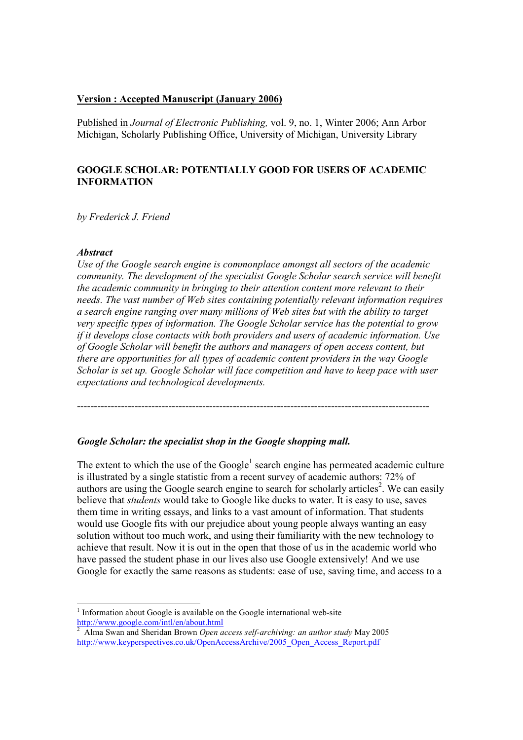**Version : Accepted Manuscript (January 2006)**

Published in *Journal of Electronic Publishing,* vol. 9, no. 1, Winter 2006; Ann Arbor Michigan, Scholarly Publishing Office, University of Michigan, University Library

## GOOGLE SCHOLAR: POTENTIALLY GOOD FOR USERS OF ACADEMIC INFORMATION

*by Frederick J. Friend*

***Abstract***

*Use of the Google search engine is commonplace amongst all sectors of the academic community. The development of the specialist Google Scholar search service will benefit the academic community in bringing to their attention content more relevant to their needs. The vast number of Web sites containing potentially relevant information requires a search engine ranging over many millions of Web sites but with the ability to target very specific types of information. The Google Scholar service has the potential to grow if it develops close contacts with both providers and users of academic information. Use of Google Scholar will benefit the authors and managers of open access content, but there are opportunities for all types of academic content providers in the way Google Scholar is set up. Google Scholar will face competition and have to keep pace with user expectations and technological developments.*

---

### *Google Scholar: the specialist shop in the Google shopping mall.*

The extent to which the use of the Google[1] search engine has permeated academic culture is illustrated by a single statistic from a recent survey of academic authors: 72% of authors are using the Google search engine to search for scholarly articles[2]. We can easily believe that *students* would take to Google like ducks to water. It is easy to use, saves them time in writing essays, and links to a vast amount of information. That students would use Google fits with our prejudice about young people always wanting an easy solution without too much work, and using their familiarity with the new technology to achieve that result. Now it is out in the open that those of us in the academic world who have passed the student phase in our lives also use Google extensively! And we use Google for exactly the same reasons as students: ease of use, saving time, and access to a

---

[1] Information about Google is available on the Google international web-site http://www.google.com/intl/en/about.html

[2] Alma Swan and Sheridan Brown *Open access self-archiving: an author study* May 2005 http://www.keyperspectives.co.uk/OpenAccessArchive/2005_Open_Access_Report.pdf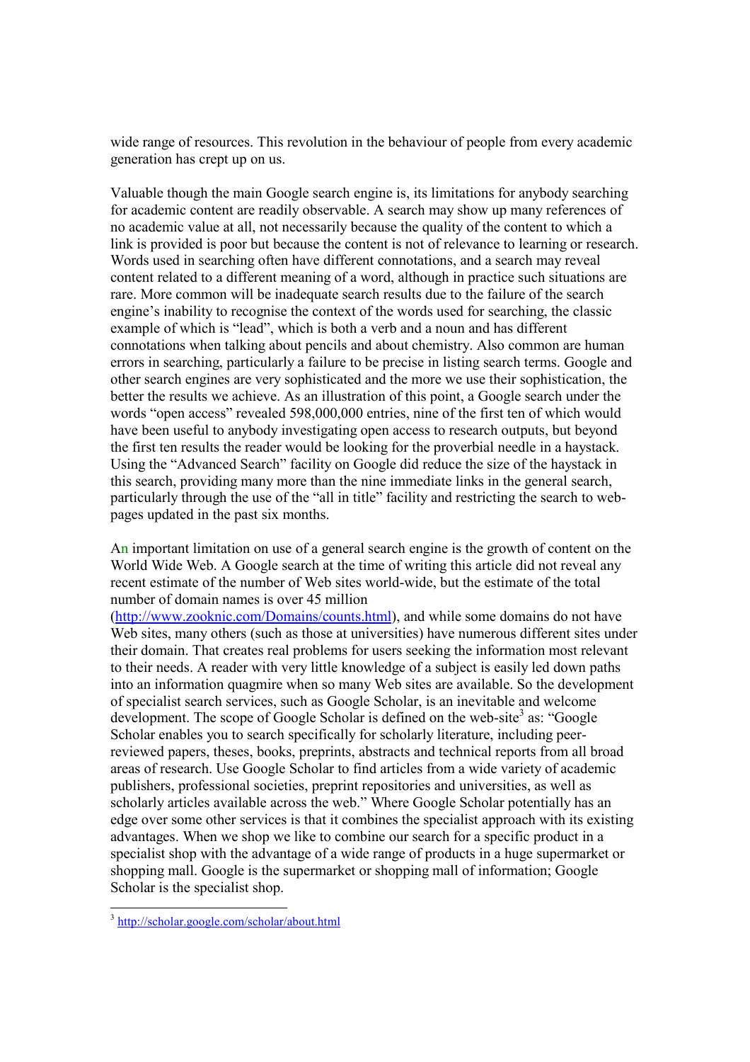wide range of resources. This revolution in the behaviour of people from every academic generation has crept up on us.

Valuable though the main Google search engine is, its limitations for anybody searching for academic content are readily observable. A search may show up many references of no academic value at all, not necessarily because the quality of the content to which a link is provided is poor but because the content is not of relevance to learning or research. Words used in searching often have different connotations, and a search may reveal content related to a different meaning of a word, although in practice such situations are rare. More common will be inadequate search results due to the failure of the search engine's inability to recognise the context of the words used for searching, the classic example of which is "lead", which is both a verb and a noun and has different connotations when talking about pencils and about chemistry. Also common are human errors in searching, particularly a failure to be precise in listing search terms. Google and other search engines are very sophisticated and the more we use their sophistication, the better the results we achieve. As an illustration of this point, a Google search under the words "open access" revealed 598,000,000 entries, nine of the first ten of which would have been useful to anybody investigating open access to research outputs, but beyond the first ten results the reader would be looking for the proverbial needle in a haystack. Using the "Advanced Search" facility on Google did reduce the size of the haystack in this search, providing many more than the nine immediate links in the general search, particularly through the use of the "all in title" facility and restricting the search to web-pages updated in the past six months.

An important limitation on use of a general search engine is the growth of content on the World Wide Web. A Google search at the time of writing this article did not reveal any recent estimate of the number of Web sites world-wide, but the estimate of the total number of domain names is over 45 million (http://www.zooknic.com/Domains/counts.html), and while some domains do not have Web sites, many others (such as those at universities) have numerous different sites under their domain. That creates real problems for users seeking the information most relevant to their needs. A reader with very little knowledge of a subject is easily led down paths into an information quagmire when so many Web sites are available. So the development of specialist search services, such as Google Scholar, is an inevitable and welcome development. The scope of Google Scholar is defined on the web-site[3] as: "Google Scholar enables you to search specifically for scholarly literature, including peer-reviewed papers, theses, books, preprints, abstracts and technical reports from all broad areas of research. Use Google Scholar to find articles from a wide variety of academic publishers, professional societies, preprint repositories and universities, as well as scholarly articles available across the web." Where Google Scholar potentially has an edge over some other services is that it combines the specialist approach with its existing advantages. When we shop we like to combine our search for a specific product in a specialist shop with the advantage of a wide range of products in a huge supermarket or shopping mall. Google is the supermarket or shopping mall of information; Google Scholar is the specialist shop.

[3] http://scholar.google.com/scholar/about.html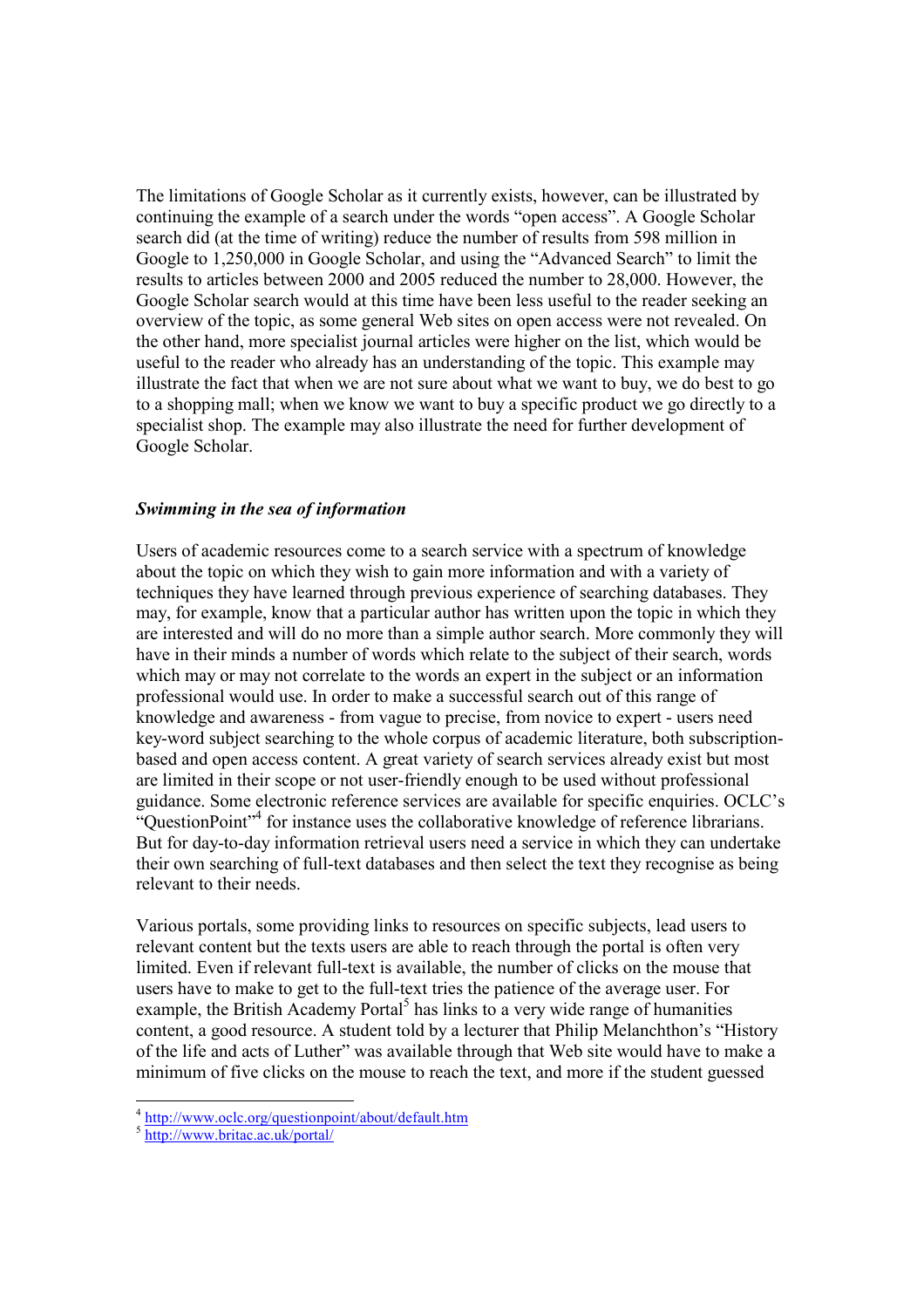The limitations of Google Scholar as it currently exists, however, can be illustrated by continuing the example of a search under the words "open access". A Google Scholar search did (at the time of writing) reduce the number of results from 598 million in Google to 1,250,000 in Google Scholar, and using the "Advanced Search" to limit the results to articles between 2000 and 2005 reduced the number to 28,000. However, the Google Scholar search would at this time have been less useful to the reader seeking an overview of the topic, as some general Web sites on open access were not revealed. On the other hand, more specialist journal articles were higher on the list, which would be useful to the reader who already has an understanding of the topic. This example may illustrate the fact that when we are not sure about what we want to buy, we do best to go to a shopping mall; when we know we want to buy a specific product we go directly to a specialist shop. The example may also illustrate the need for further development of Google Scholar.

### *Swimming in the sea of information*

Users of academic resources come to a search service with a spectrum of knowledge about the topic on which they wish to gain more information and with a variety of techniques they have learned through previous experience of searching databases. They may, for example, know that a particular author has written upon the topic in which they are interested and will do no more than a simple author search. More commonly they will have in their minds a number of words which relate to the subject of their search, words which may or may not correlate to the words an expert in the subject or an information professional would use. In order to make a successful search out of this range of knowledge and awareness - from vague to precise, from novice to expert - users need key-word subject searching to the whole corpus of academic literature, both subscription-based and open access content. A great variety of search services already exist but most are limited in their scope or not user-friendly enough to be used without professional guidance. Some electronic reference services are available for specific enquiries. OCLC's "QuestionPoint"[4] for instance uses the collaborative knowledge of reference librarians. But for day-to-day information retrieval users need a service in which they can undertake their own searching of full-text databases and then select the text they recognise as being relevant to their needs.

Various portals, some providing links to resources on specific subjects, lead users to relevant content but the texts users are able to reach through the portal is often very limited. Even if relevant full-text is available, the number of clicks on the mouse that users have to make to get to the full-text tries the patience of the average user. For example, the British Academy Portal[5] has links to a very wide range of humanities content, a good resource. A student told by a lecturer that Philip Melanchthon's "History of the life and acts of Luther" was available through that Web site would have to make a minimum of five clicks on the mouse to reach the text, and more if the student guessed

---

[4] http://www.oclc.org/questionpoint/about/default.htm

[5] http://www.britac.ac.uk/portal/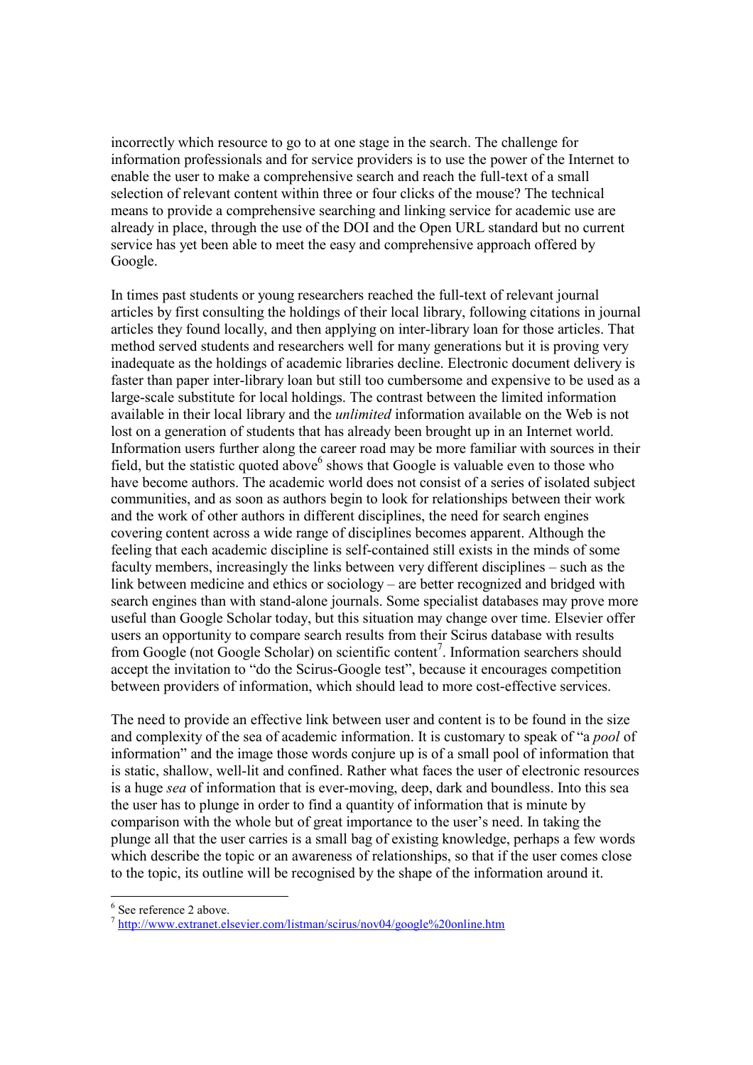incorrectly which resource to go to at one stage in the search. The challenge for information professionals and for service providers is to use the power of the Internet to enable the user to make a comprehensive search and reach the full-text of a small selection of relevant content within three or four clicks of the mouse? The technical means to provide a comprehensive searching and linking service for academic use are already in place, through the use of the DOI and the Open URL standard but no current service has yet been able to meet the easy and comprehensive approach offered by Google.

In times past students or young researchers reached the full-text of relevant journal articles by first consulting the holdings of their local library, following citations in journal articles they found locally, and then applying on inter-library loan for those articles. That method served students and researchers well for many generations but it is proving very inadequate as the holdings of academic libraries decline. Electronic document delivery is faster than paper inter-library loan but still too cumbersome and expensive to be used as a large-scale substitute for local holdings. The contrast between the limited information available in their local library and the *unlimited* information available on the Web is not lost on a generation of students that has already been brought up in an Internet world. Information users further along the career road may be more familiar with sources in their field, but the statistic quoted above[6] shows that Google is valuable even to those who have become authors. The academic world does not consist of a series of isolated subject communities, and as soon as authors begin to look for relationships between their work and the work of other authors in different disciplines, the need for search engines covering content across a wide range of disciplines becomes apparent. Although the feeling that each academic discipline is self-contained still exists in the minds of some faculty members, increasingly the links between very different disciplines – such as the link between medicine and ethics or sociology – are better recognized and bridged with search engines than with stand-alone journals. Some specialist databases may prove more useful than Google Scholar today, but this situation may change over time. Elsevier offer users an opportunity to compare search results from their Scirus database with results from Google (not Google Scholar) on scientific content[7]. Information searchers should accept the invitation to "do the Scirus-Google test", because it encourages competition between providers of information, which should lead to more cost-effective services.

The need to provide an effective link between user and content is to be found in the size and complexity of the sea of academic information. It is customary to speak of "a *pool* of information" and the image those words conjure up is of a small pool of information that is static, shallow, well-lit and confined. Rather what faces the user of electronic resources is a huge *sea* of information that is ever-moving, deep, dark and boundless. Into this sea the user has to plunge in order to find a quantity of information that is minute by comparison with the whole but of great importance to the user's need. In taking the plunge all that the user carries is a small bag of existing knowledge, perhaps a few words which describe the topic or an awareness of relationships, so that if the user comes close to the topic, its outline will be recognised by the shape of the information around it.

---

[6] See reference 2 above.

[7] http://www.extranet.elsevier.com/listman/scirus/nov04/google%20online.htm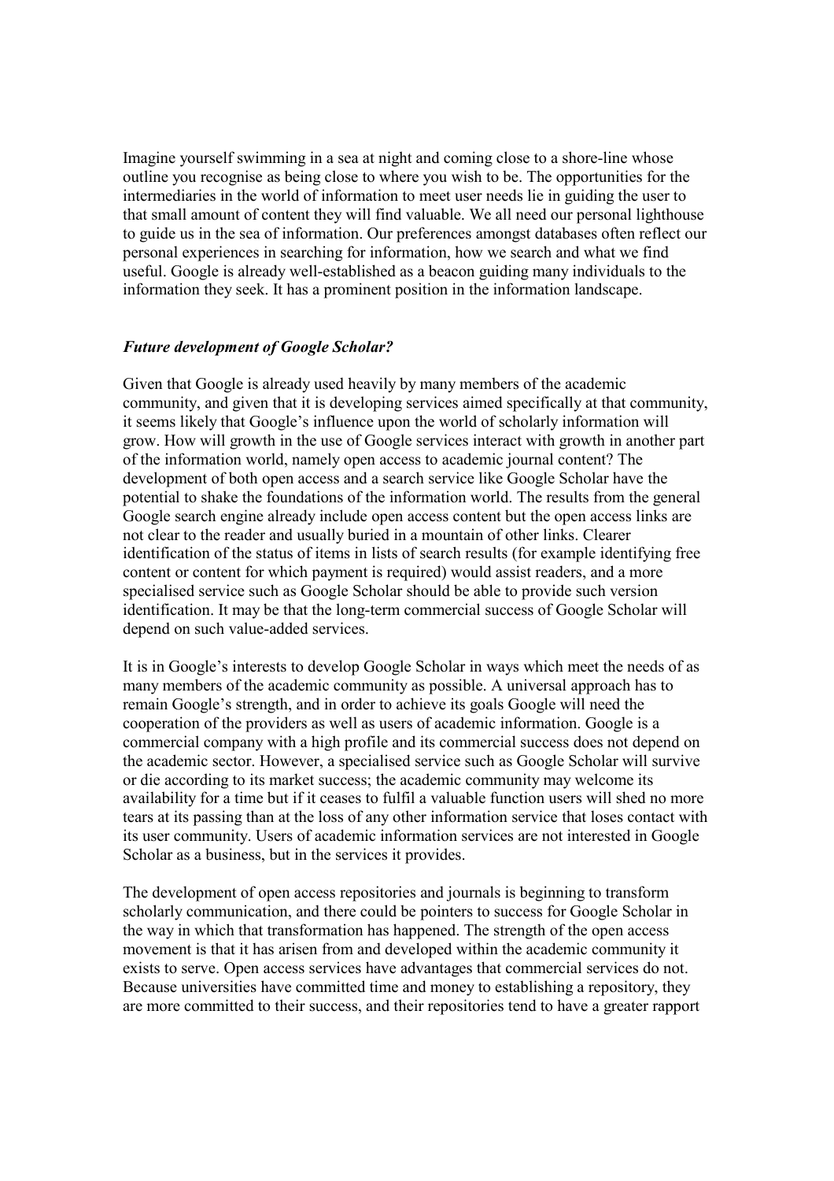Imagine yourself swimming in a sea at night and coming close to a shore-line whose outline you recognise as being close to where you wish to be. The opportunities for the intermediaries in the world of information to meet user needs lie in guiding the user to that small amount of content they will find valuable. We all need our personal lighthouse to guide us in the sea of information. Our preferences amongst databases often reflect our personal experiences in searching for information, how we search and what we find useful. Google is already well-established as a beacon guiding many individuals to the information they seek. It has a prominent position in the information landscape.

### *Future development of Google Scholar?*

Given that Google is already used heavily by many members of the academic community, and given that it is developing services aimed specifically at that community, it seems likely that Google's influence upon the world of scholarly information will grow. How will growth in the use of Google services interact with growth in another part of the information world, namely open access to academic journal content? The development of both open access and a search service like Google Scholar have the potential to shake the foundations of the information world. The results from the general Google search engine already include open access content but the open access links are not clear to the reader and usually buried in a mountain of other links. Clearer identification of the status of items in lists of search results (for example identifying free content or content for which payment is required) would assist readers, and a more specialised service such as Google Scholar should be able to provide such version identification. It may be that the long-term commercial success of Google Scholar will depend on such value-added services.

It is in Google's interests to develop Google Scholar in ways which meet the needs of as many members of the academic community as possible. A universal approach has to remain Google's strength, and in order to achieve its goals Google will need the cooperation of the providers as well as users of academic information. Google is a commercial company with a high profile and its commercial success does not depend on the academic sector. However, a specialised service such as Google Scholar will survive or die according to its market success; the academic community may welcome its availability for a time but if it ceases to fulfil a valuable function users will shed no more tears at its passing than at the loss of any other information service that loses contact with its user community. Users of academic information services are not interested in Google Scholar as a business, but in the services it provides.

The development of open access repositories and journals is beginning to transform scholarly communication, and there could be pointers to success for Google Scholar in the way in which that transformation has happened. The strength of the open access movement is that it has arisen from and developed within the academic community it exists to serve. Open access services have advantages that commercial services do not. Because universities have committed time and money to establishing a repository, they are more committed to their success, and their repositories tend to have a greater rapport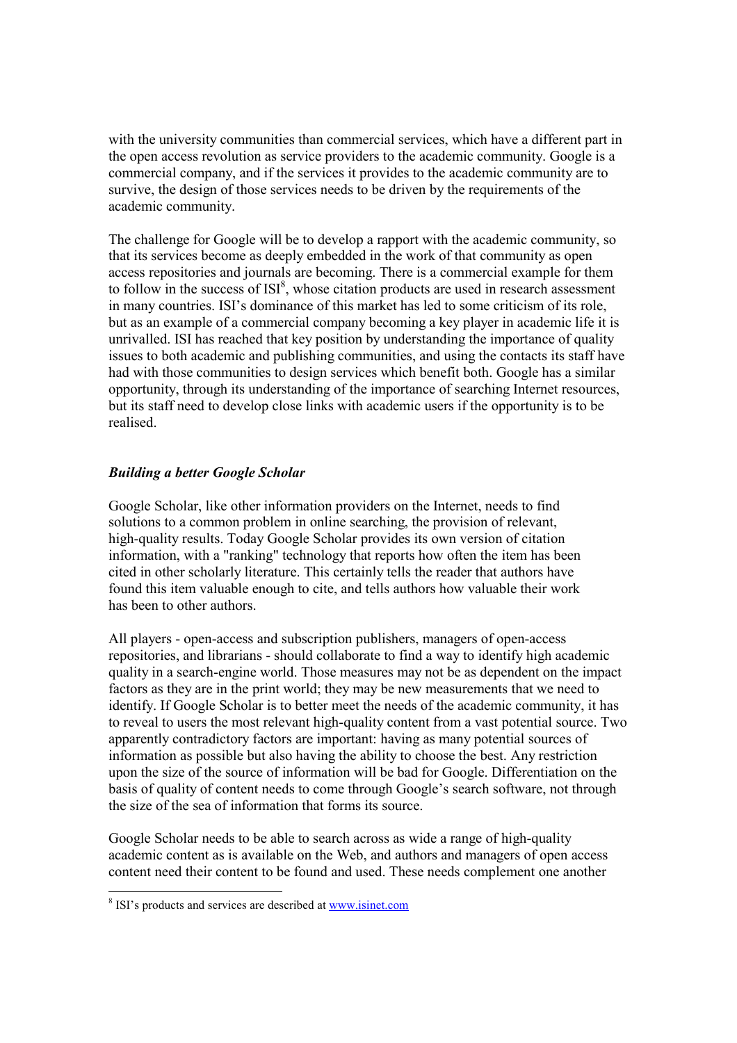with the university communities than commercial services, which have a different part in the open access revolution as service providers to the academic community. Google is a commercial company, and if the services it provides to the academic community are to survive, the design of those services needs to be driven by the requirements of the academic community.

The challenge for Google will be to develop a rapport with the academic community, so that its services become as deeply embedded in the work of that community as open access repositories and journals are becoming. There is a commercial example for them to follow in the success of ISI[8], whose citation products are used in research assessment in many countries. ISI's dominance of this market has led to some criticism of its role, but as an example of a commercial company becoming a key player in academic life it is unrivalled. ISI has reached that key position by understanding the importance of quality issues to both academic and publishing communities, and using the contacts its staff have had with those communities to design services which benefit both. Google has a similar opportunity, through its understanding of the importance of searching Internet resources, but its staff need to develop close links with academic users if the opportunity is to be realised.

### *Building a better Google Scholar*

Google Scholar, like other information providers on the Internet, needs to find solutions to a common problem in online searching, the provision of relevant, high-quality results. Today Google Scholar provides its own version of citation information, with a "ranking" technology that reports how often the item has been cited in other scholarly literature. This certainly tells the reader that authors have found this item valuable enough to cite, and tells authors how valuable their work has been to other authors.

All players - open-access and subscription publishers, managers of open-access repositories, and librarians - should collaborate to find a way to identify high academic quality in a search-engine world. Those measures may not be as dependent on the impact factors as they are in the print world; they may be new measurements that we need to identify. If Google Scholar is to better meet the needs of the academic community, it has to reveal to users the most relevant high-quality content from a vast potential source. Two apparently contradictory factors are important: having as many potential sources of information as possible but also having the ability to choose the best. Any restriction upon the size of the source of information will be bad for Google. Differentiation on the basis of quality of content needs to come through Google's search software, not through the size of the sea of information that forms its source.

Google Scholar needs to be able to search across as wide a range of high-quality academic content as is available on the Web, and authors and managers of open access content need their content to be found and used. These needs complement one another

[8] ISI's products and services are described at www.isinet.com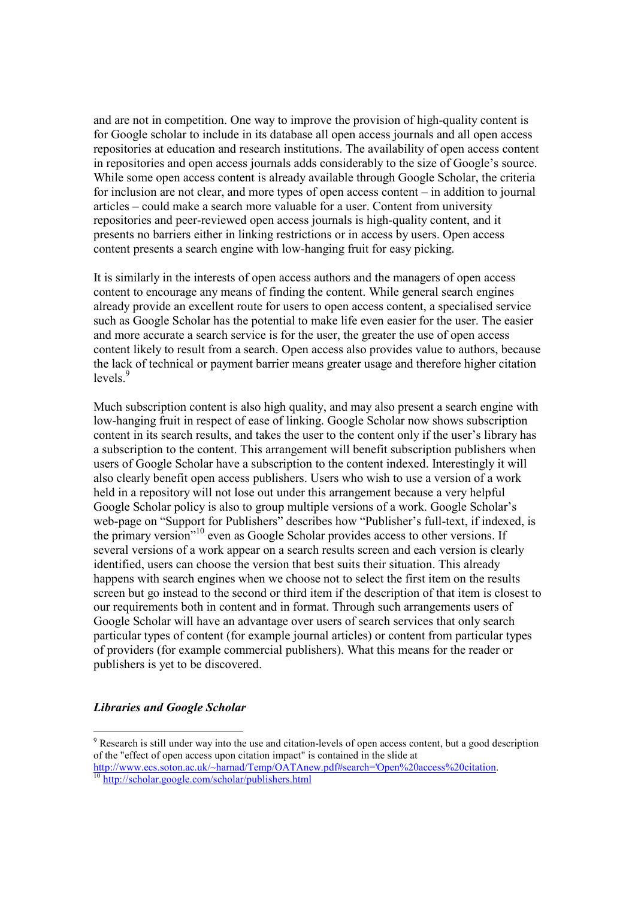and are not in competition. One way to improve the provision of high-quality content is for Google scholar to include in its database all open access journals and all open access repositories at education and research institutions. The availability of open access content in repositories and open access journals adds considerably to the size of Google's source. While some open access content is already available through Google Scholar, the criteria for inclusion are not clear, and more types of open access content – in addition to journal articles – could make a search more valuable for a user. Content from university repositories and peer-reviewed open access journals is high-quality content, and it presents no barriers either in linking restrictions or in access by users. Open access content presents a search engine with low-hanging fruit for easy picking.

It is similarly in the interests of open access authors and the managers of open access content to encourage any means of finding the content. While general search engines already provide an excellent route for users to open access content, a specialised service such as Google Scholar has the potential to make life even easier for the user. The easier and more accurate a search service is for the user, the greater the use of open access content likely to result from a search. Open access also provides value to authors, because the lack of technical or payment barrier means greater usage and therefore higher citation levels.[9]

Much subscription content is also high quality, and may also present a search engine with low-hanging fruit in respect of ease of linking. Google Scholar now shows subscription content in its search results, and takes the user to the content only if the user's library has a subscription to the content. This arrangement will benefit subscription publishers when users of Google Scholar have a subscription to the content indexed. Interestingly it will also clearly benefit open access publishers. Users who wish to use a version of a work held in a repository will not lose out under this arrangement because a very helpful Google Scholar policy is also to group multiple versions of a work. Google Scholar's web-page on "Support for Publishers" describes how "Publisher's full-text, if indexed, is the primary version"[10] even as Google Scholar provides access to other versions. If several versions of a work appear on a search results screen and each version is clearly identified, users can choose the version that best suits their situation. This already happens with search engines when we choose not to select the first item on the results screen but go instead to the second or third item if the description of that item is closest to our requirements both in content and in format. Through such arrangements users of Google Scholar will have an advantage over users of search services that only search particular types of content (for example journal articles) or content from particular types of providers (for example commercial publishers). What this means for the reader or publishers is yet to be discovered.

### *Libraries and Google Scholar*

---

[9] Research is still under way into the use and citation-levels of open access content, but a good description of the "effect of open access upon citation impact" is contained in the slide at http://www.ecs.soton.ac.uk/~harnad/Temp/OATAnew.pdf#search='Open%20access%20citation.

[10] http://scholar.google.com/scholar/publishers.html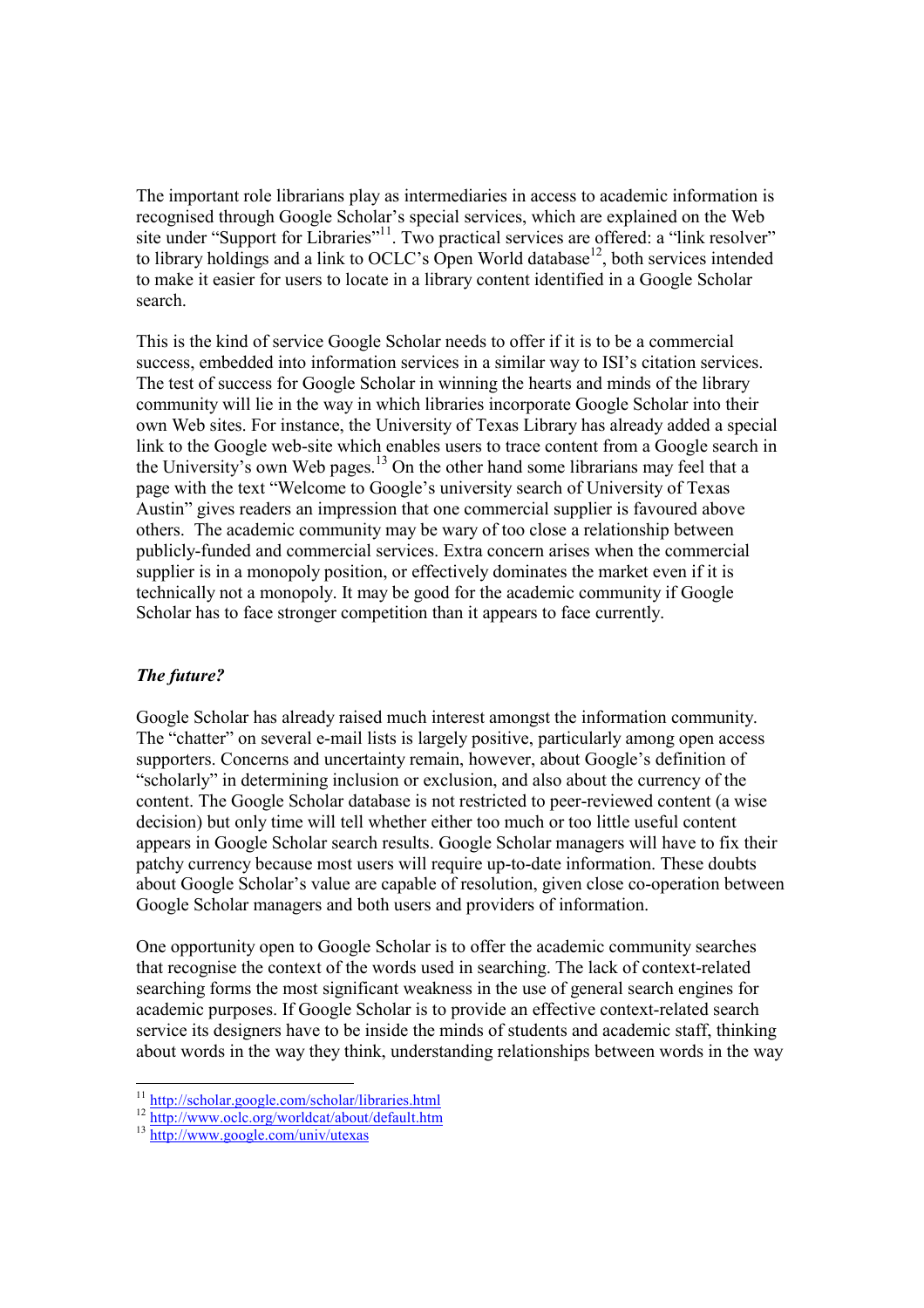The important role librarians play as intermediaries in access to academic information is recognised through Google Scholar's special services, which are explained on the Web site under "Support for Libraries"[11]. Two practical services are offered: a "link resolver" to library holdings and a link to OCLC's Open World database[12], both services intended to make it easier for users to locate in a library content identified in a Google Scholar search.

This is the kind of service Google Scholar needs to offer if it is to be a commercial success, embedded into information services in a similar way to ISI's citation services. The test of success for Google Scholar in winning the hearts and minds of the library community will lie in the way in which libraries incorporate Google Scholar into their own Web sites. For instance, the University of Texas Library has already added a special link to the Google web-site which enables users to trace content from a Google search in the University's own Web pages.[13] On the other hand some librarians may feel that a page with the text "Welcome to Google's university search of University of Texas Austin" gives readers an impression that one commercial supplier is favoured above others. The academic community may be wary of too close a relationship between publicly-funded and commercial services. Extra concern arises when the commercial supplier is in a monopoly position, or effectively dominates the market even if it is technically not a monopoly. It may be good for the academic community if Google Scholar has to face stronger competition than it appears to face currently.

### *The future?*

Google Scholar has already raised much interest amongst the information community. The "chatter" on several e-mail lists is largely positive, particularly among open access supporters. Concerns and uncertainty remain, however, about Google's definition of "scholarly" in determining inclusion or exclusion, and also about the currency of the content. The Google Scholar database is not restricted to peer-reviewed content (a wise decision) but only time will tell whether either too much or too little useful content appears in Google Scholar search results. Google Scholar managers will have to fix their patchy currency because most users will require up-to-date information. These doubts about Google Scholar's value are capable of resolution, given close co-operation between Google Scholar managers and both users and providers of information.

One opportunity open to Google Scholar is to offer the academic community searches that recognise the context of the words used in searching. The lack of context-related searching forms the most significant weakness in the use of general search engines for academic purposes. If Google Scholar is to provide an effective context-related search service its designers have to be inside the minds of students and academic staff, thinking about words in the way they think, understanding relationships between words in the way

---

[11] http://scholar.google.com/scholar/libraries.html

[12] http://www.oclc.org/worldcat/about/default.htm

[13] http://www.google.com/univ/utexas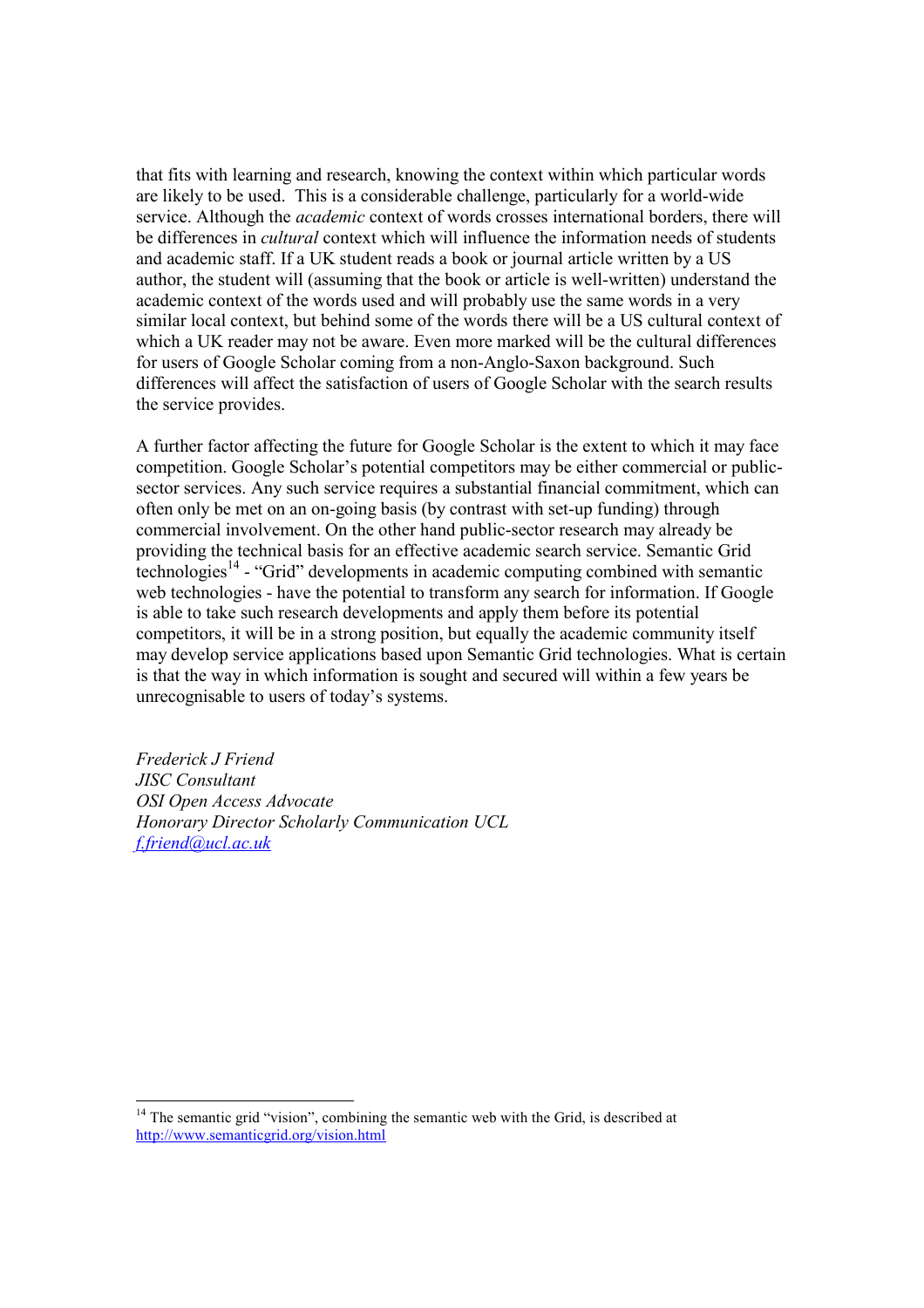that fits with learning and research, knowing the context within which particular words are likely to be used. This is a considerable challenge, particularly for a world-wide service. Although the *academic* context of words crosses international borders, there will be differences in *cultural* context which will influence the information needs of students and academic staff. If a UK student reads a book or journal article written by a US author, the student will (assuming that the book or article is well-written) understand the academic context of the words used and will probably use the same words in a very similar local context, but behind some of the words there will be a US cultural context of which a UK reader may not be aware. Even more marked will be the cultural differences for users of Google Scholar coming from a non-Anglo-Saxon background. Such differences will affect the satisfaction of users of Google Scholar with the search results the service provides.

A further factor affecting the future for Google Scholar is the extent to which it may face competition. Google Scholar's potential competitors may be either commercial or public-sector services. Any such service requires a substantial financial commitment, which can often only be met on an on-going basis (by contrast with set-up funding) through commercial involvement. On the other hand public-sector research may already be providing the technical basis for an effective academic search service. Semantic Grid technologies[14] - "Grid" developments in academic computing combined with semantic web technologies - have the potential to transform any search for information. If Google is able to take such research developments and apply them before its potential competitors, it will be in a strong position, but equally the academic community itself may develop service applications based upon Semantic Grid technologies. What is certain is that the way in which information is sought and secured will within a few years be unrecognisable to users of today's systems.

*Frederick J Friend*
*JISC Consultant*
*OSI Open Access Advocate*
*Honorary Director Scholarly Communication UCL*
*f.friend@ucl.ac.uk*

---

[14] The semantic grid "vision", combining the semantic web with the Grid, is described at http://www.semanticgrid.org/vision.html